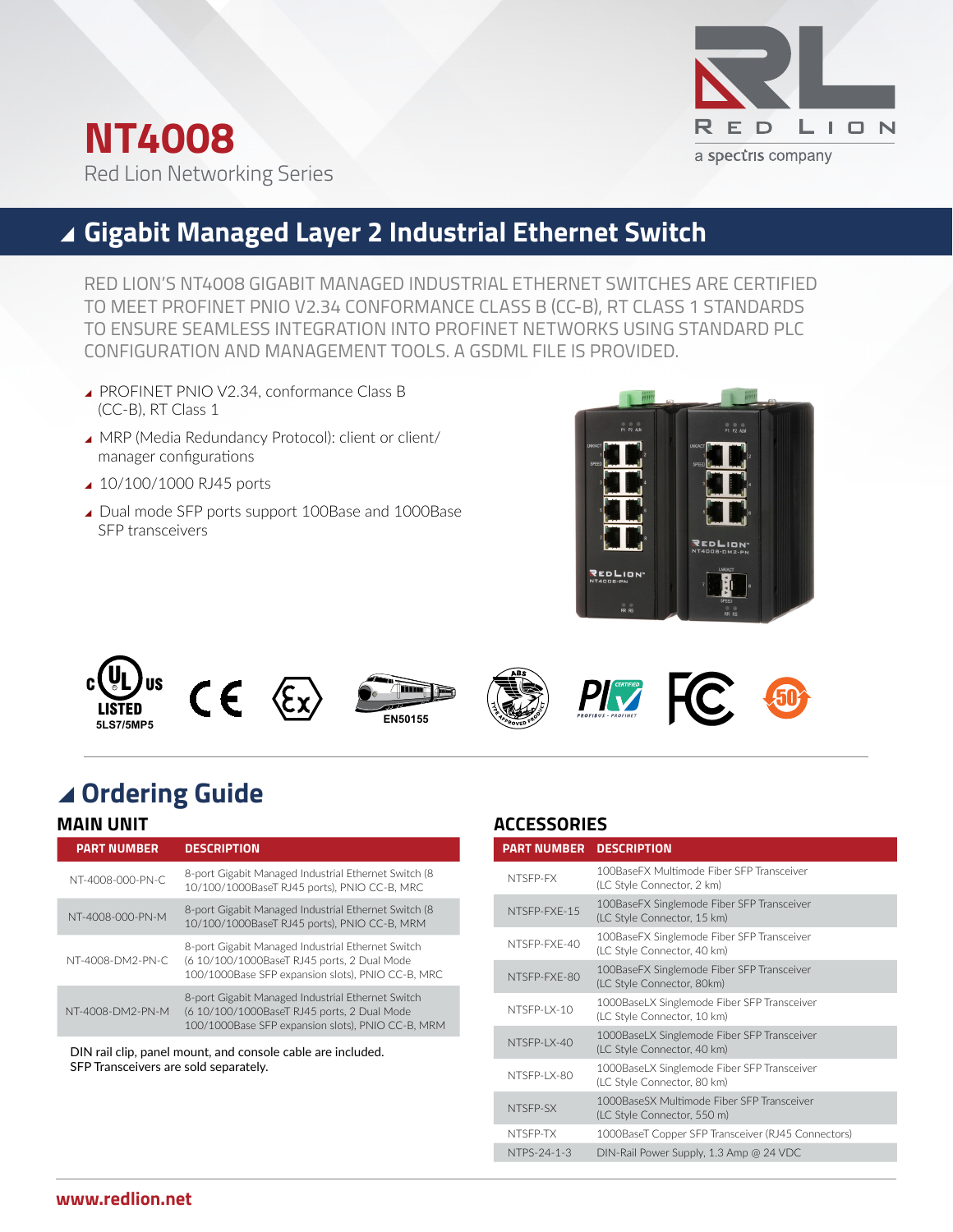# NT4008

Red Lion Networking Series

RED LION
a spectris company

## Gigabit Managed Layer 2 Industrial Ethernet Switch

RED LION'S NT4008 GIGABIT MANAGED INDUSTRIAL ETHERNET SWITCHES ARE CERTIFIED TO MEET PROFINET PNIO V2.34 CONFORMANCE CLASS B (CC-B), RT CLASS 1 STANDARDS TO ENSURE SEAMLESS INTEGRATION INTO PROFINET NETWORKS USING STANDARD PLC CONFIGURATION AND MANAGEMENT TOOLS. A GSDML FILE IS PROVIDED.

- PROFINET PNIO V2.34, conformance Class B (CC-B), RT Class 1
- MRP (Media Redundancy Protocol): client or client/manager configurations
- 10/100/1000 RJ45 ports
- Dual mode SFP ports support 100Base and 1000Base SFP transceivers

c UL us LISTED 5LS7/5MP5 · CE · Ex · EN50155 · ABS · PI · FC · 50

## Ordering Guide

### MAIN UNIT

| PART NUMBER | DESCRIPTION |
|---|---|
| NT-4008-000-PN-C | 8-port Gigabit Managed Industrial Ethernet Switch (8 10/100/1000BaseT RJ45 ports), PNIO CC-B, MRC |
| NT-4008-000-PN-M | 8-port Gigabit Managed Industrial Ethernet Switch (8 10/100/1000BaseT RJ45 ports), PNIO CC-B, MRM |
| NT-4008-DM2-PN-C | 8-port Gigabit Managed Industrial Ethernet Switch (6 10/100/1000BaseT RJ45 ports, 2 Dual Mode 100/1000Base SFP expansion slots), PNIO CC-B, MRC |
| NT-4008-DM2-PN-M | 8-port Gigabit Managed Industrial Ethernet Switch (6 10/100/1000BaseT RJ45 ports, 2 Dual Mode 100/1000Base SFP expansion slots), PNIO CC-B, MRM |

DIN rail clip, panel mount, and console cable are included.
SFP Transceivers are sold separately.

### ACCESSORIES

| PART NUMBER | DESCRIPTION |
|---|---|
| NTSFP-FX | 100BaseFX Multimode Fiber SFP Transceiver (LC Style Connector, 2 km) |
| NTSFP-FXE-15 | 100BaseFX Singlemode Fiber SFP Transceiver (LC Style Connector, 15 km) |
| NTSFP-FXE-40 | 100BaseFX Singlemode Fiber SFP Transceiver (LC Style Connector, 40 km) |
| NTSFP-FXE-80 | 100BaseFX Singlemode Fiber SFP Transceiver (LC Style Connector, 80km) |
| NTSFP-LX-10 | 1000BaseLX Singlemode Fiber SFP Transceiver (LC Style Connector, 10 km) |
| NTSFP-LX-40 | 1000BaseLX Singlemode Fiber SFP Transceiver (LC Style Connector, 40 km) |
| NTSFP-LX-80 | 1000BaseLX Singlemode Fiber SFP Transceiver (LC Style Connector, 80 km) |
| NTSFP-SX | 1000BaseSX Multimode Fiber SFP Transceiver (LC Style Connector, 550 m) |
| NTSFP-TX | 1000BaseT Copper SFP Transceiver (RJ45 Connectors) |
| NTPS-24-1-3 | DIN-Rail Power Supply, 1.3 Amp @ 24 VDC |

www.redlion.net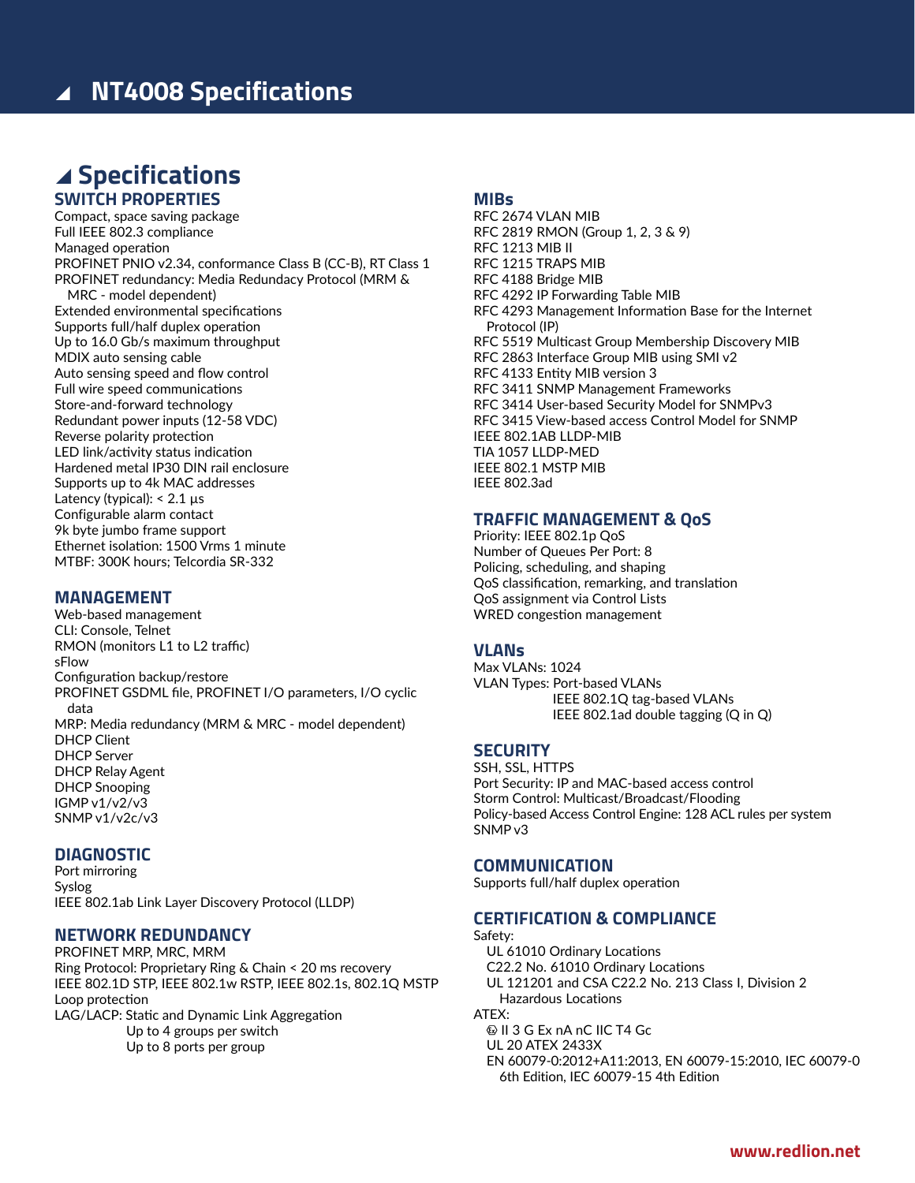# NT4008 Specifications

## Specifications

### SWITCH PROPERTIES

Compact, space saving package
Full IEEE 802.3 compliance
Managed operation
PROFINET PNIO v2.34, conformance Class B (CC-B), RT Class 1
PROFINET redundancy: Media Redundacy Protocol (MRM & MRC - model dependent)
Extended environmental specifications
Supports full/half duplex operation
Up to 16.0 Gb/s maximum throughput
MDIX auto sensing cable
Auto sensing speed and flow control
Full wire speed communications
Store-and-forward technology
Redundant power inputs (12-58 VDC)
Reverse polarity protection
LED link/activity status indication
Hardened metal IP30 DIN rail enclosure
Supports up to 4k MAC addresses
Latency (typical): < 2.1 µs
Configurable alarm contact
9k byte jumbo frame support
Ethernet isolation: 1500 Vrms 1 minute
MTBF: 300K hours; Telcordia SR-332

### MANAGEMENT

Web-based management
CLI: Console, Telnet
RMON (monitors L1 to L2 traffic)
sFlow
Configuration backup/restore
PROFINET GSDML file, PROFINET I/O parameters, I/O cyclic data
MRP: Media redundancy (MRM & MRC - model dependent)
DHCP Client
DHCP Server
DHCP Relay Agent
DHCP Snooping
IGMP v1/v2/v3
SNMP v1/v2c/v3

### DIAGNOSTIC

Port mirroring
Syslog
IEEE 802.1ab Link Layer Discovery Protocol (LLDP)

### NETWORK REDUNDANCY

PROFINET MRP, MRC, MRM
Ring Protocol: Proprietary Ring & Chain < 20 ms recovery
IEEE 802.1D STP, IEEE 802.1w RSTP, IEEE 802.1s, 802.1Q MSTP
Loop protection
LAG/LACP: Static and Dynamic Link Aggregation
Up to 4 groups per switch
Up to 8 ports per group

### MIBs

RFC 2674 VLAN MIB
RFC 2819 RMON (Group 1, 2, 3 & 9)
RFC 1213 MIB II
RFC 1215 TRAPS MIB
RFC 4188 Bridge MIB
RFC 4292 IP Forwarding Table MIB
RFC 4293 Management Information Base for the Internet Protocol (IP)
RFC 5519 Multicast Group Membership Discovery MIB
RFC 2863 Interface Group MIB using SMI v2
RFC 4133 Entity MIB version 3
RFC 3411 SNMP Management Frameworks
RFC 3414 User-based Security Model for SNMPv3
RFC 3415 View-based access Control Model for SNMP
IEEE 802.1AB LLDP-MIB
TIA 1057 LLDP-MED
IEEE 802.1 MSTP MIB
IEEE 802.3ad

### TRAFFIC MANAGEMENT & QoS

Priority: IEEE 802.1p QoS
Number of Queues Per Port: 8
Policing, scheduling, and shaping
QoS classification, remarking, and translation
QoS assignment via Control Lists
WRED congestion management

### VLANs

Max VLANs: 1024
VLAN Types: Port-based VLANs
IEEE 802.1Q tag-based VLANs
IEEE 802.1ad double tagging (Q in Q)

### SECURITY

SSH, SSL, HTTPS
Port Security: IP and MAC-based access control
Storm Control: Multicast/Broadcast/Flooding
Policy-based Access Control Engine: 128 ACL rules per system
SNMP v3

### COMMUNICATION

Supports full/half duplex operation

### CERTIFICATION & COMPLIANCE

Safety:
- UL 61010 Ordinary Locations
- C22.2 No. 61010 Ordinary Locations
- UL 121201 and CSA C22.2 No. 213 Class I, Division 2 Hazardous Locations

ATEX:
- Ex II 3 G Ex nA nC IIC T4 Gc
- UL 20 ATEX 2433X
- EN 60079-0:2012+A11:2013, EN 60079-15:2010, IEC 60079-0 6th Edition, IEC 60079-15 4th Edition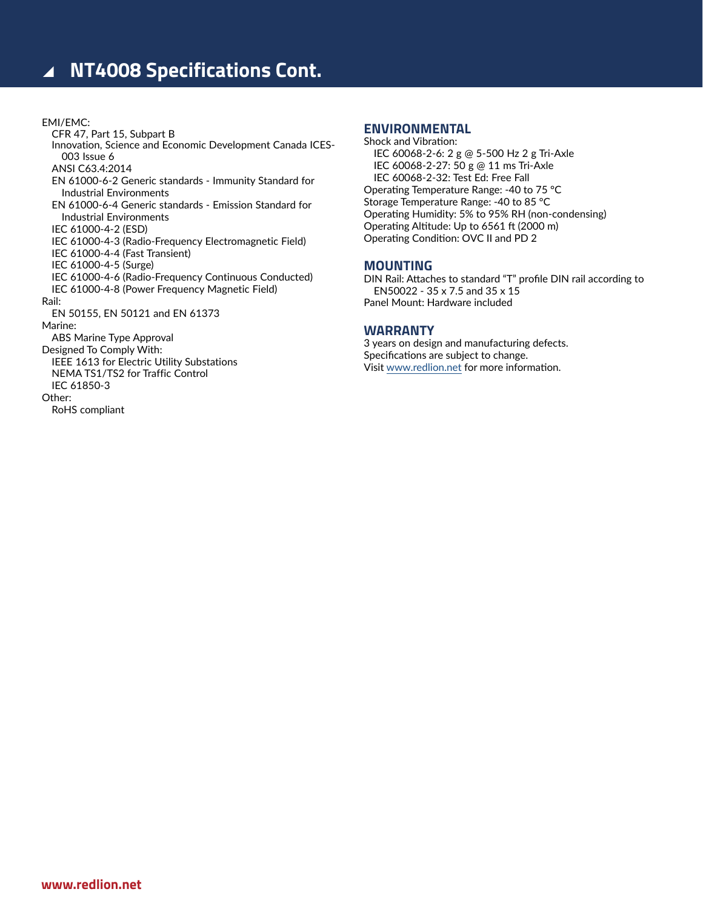## NT4008 Specifications Cont.

EMI/EMC:
- CFR 47, Part 15, Subpart B
- Innovation, Science and Economic Development Canada ICES-003 Issue 6
- ANSI C63.4:2014
- EN 61000-6-2 Generic standards - Immunity Standard for Industrial Environments
- EN 61000-6-4 Generic standards - Emission Standard for Industrial Environments
- IEC 61000-4-2 (ESD)
- IEC 61000-4-3 (Radio-Frequency Electromagnetic Field)
- IEC 61000-4-4 (Fast Transient)
- IEC 61000-4-5 (Surge)
- IEC 61000-4-6 (Radio-Frequency Continuous Conducted)
- IEC 61000-4-8 (Power Frequency Magnetic Field)

Rail:
- EN 50155, EN 50121 and EN 61373

Marine:
- ABS Marine Type Approval

Designed To Comply With:
- IEEE 1613 for Electric Utility Substations
- NEMA TS1/TS2 for Traffic Control
- IEC 61850-3

Other:
- RoHS compliant

### ENVIRONMENTAL

Shock and Vibration:
- IEC 60068-2-6: 2 g @ 5-500 Hz 2 g Tri-Axle
- IEC 60068-2-27: 50 g @ 11 ms Tri-Axle
- IEC 60068-2-32: Test Ed: Free Fall

Operating Temperature Range: -40 to 75 °C
Storage Temperature Range: -40 to 85 °C
Operating Humidity: 5% to 95% RH (non-condensing)
Operating Altitude: Up to 6561 ft (2000 m)
Operating Condition: OVC II and PD 2

### MOUNTING

DIN Rail: Attaches to standard "T" profile DIN rail according to EN50022 - 35 x 7.5 and 35 x 15
Panel Mount: Hardware included

### WARRANTY

3 years on design and manufacturing defects.
Specifications are subject to change.
Visit www.redlion.net for more information.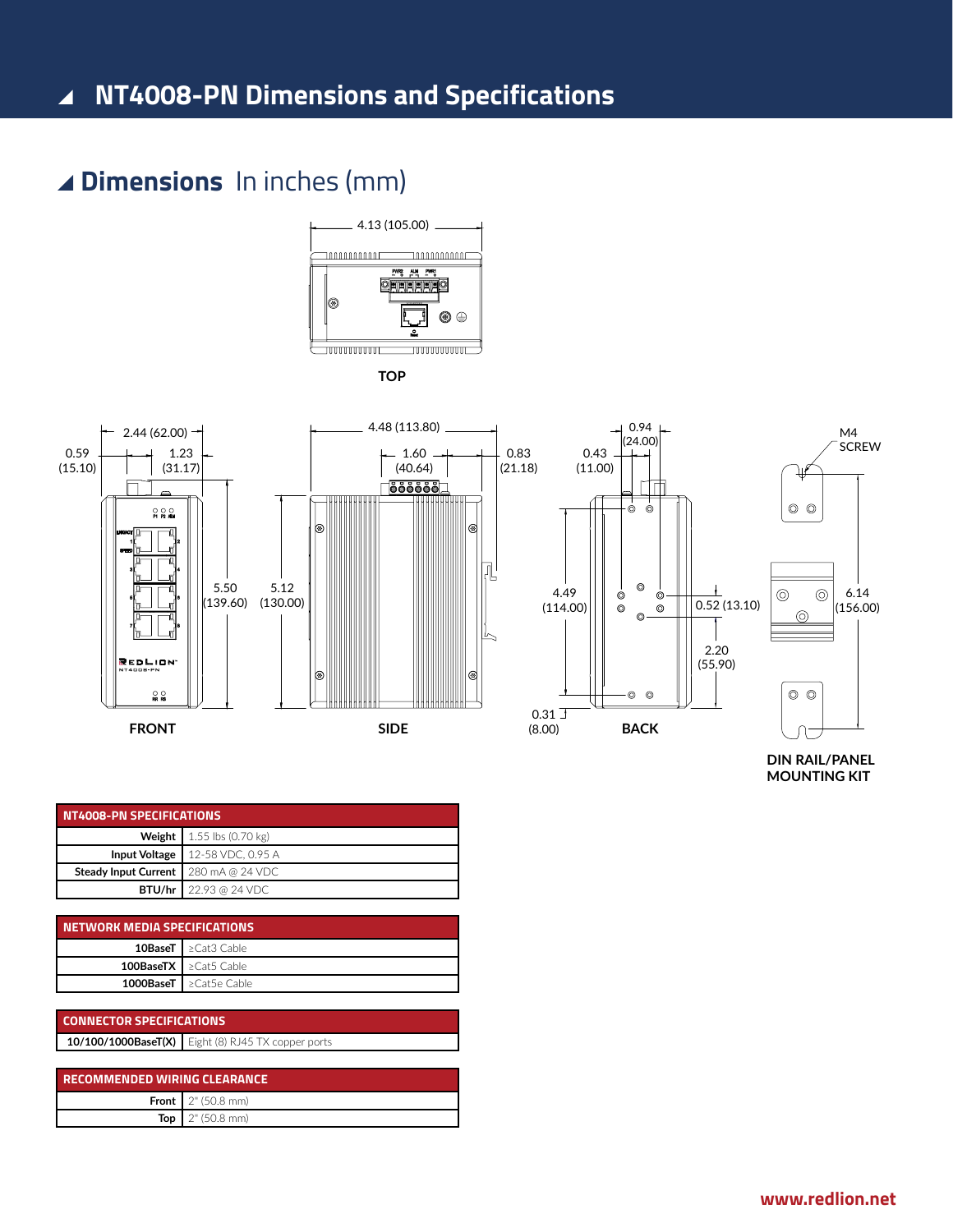# NT4008-PN Dimensions and Specifications

## Dimensions In inches (mm)

TOP

4.13 (105.00)

FRONT

2.44 (62.00)

0.59 (15.10)

1.23 (31.17)

5.50 (139.60)

SIDE

4.48 (113.80)

1.60 (40.64)

0.83 (21.18)

5.12 (130.00)

BACK

0.94 (24.00)

0.43 (11.00)

4.49 (114.00)

0.52 (13.10)

2.20 (55.90)

0.31 (8.00)

DIN RAIL/PANEL MOUNTING KIT

M4 SCREW

6.14 (156.00)

| NT4008-PN SPECIFICATIONS | |
|---|---|
| Weight | 1.55 lbs (0.70 kg) |
| Input Voltage | 12-58 VDC, 0.95 A |
| Steady Input Current | 280 mA @ 24 VDC |
| BTU/hr | 22.93 @ 24 VDC |

| NETWORK MEDIA SPECIFICATIONS | |
|---|---|
| 10BaseT | ≥Cat3 Cable |
| 100BaseTX | ≥Cat5 Cable |
| 1000BaseT | ≥Cat5e Cable |

| CONNECTOR SPECIFICATIONS | |
|---|---|
| 10/100/1000BaseT(X) | Eight (8) RJ45 TX copper ports |

| RECOMMENDED WIRING CLEARANCE | |
|---|---|
| Front | 2" (50.8 mm) |
| Top | 2" (50.8 mm) |

www.redlion.net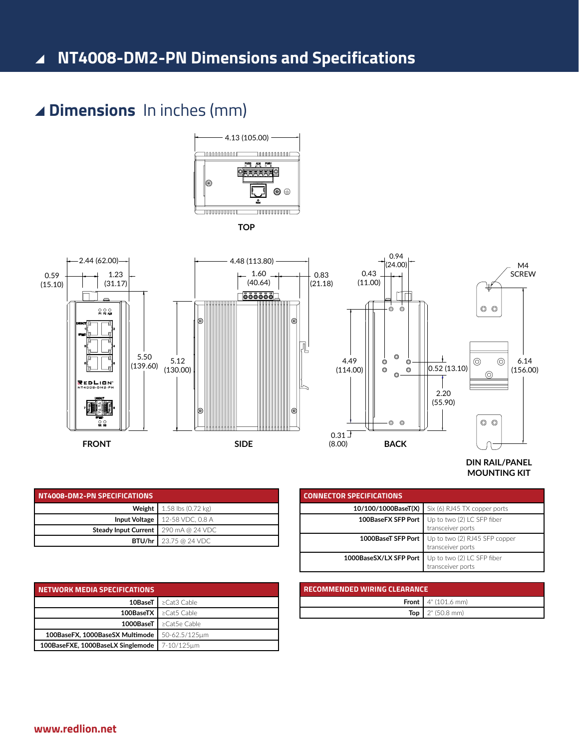# NT4008-DM2-PN Dimensions and Specifications

## Dimensions In inches (mm)

| NT4008-DM2-PN SPECIFICATIONS | |
|---|---|
| Weight | 1.58 lbs (0.72 kg) |
| Input Voltage | 12-58 VDC, 0.8 A |
| Steady Input Current | 290 mA @ 24 VDC |
| BTU/hr | 23.75 @ 24 VDC |

| CONNECTOR SPECIFICATIONS | |
|---|---|
| 10/100/1000BaseT(X) | Six (6) RJ45 TX copper ports |
| 100BaseFX SFP Port | Up to two (2) LC SFP fiber transceiver ports |
| 1000BaseT SFP Port | Up to two (2) RJ45 SFP copper transceiver ports |
| 1000BaseSX/LX SFP Port | Up to two (2) LC SFP fiber transceiver ports |

| NETWORK MEDIA SPECIFICATIONS | |
|---|---|
| 10BaseT | ≥Cat3 Cable |
| 100BaseTX | ≥Cat5 Cable |
| 1000BaseT | ≥Cat5e Cable |
| 100BaseFX, 1000BaseSX Multimode | 50-62.5/125µm |
| 100BaseFXE, 1000BaseLX Singlemode | 7-10/125µm |

| RECOMMENDED WIRING CLEARANCE | |
|---|---|
| Front | 4" (101.6 mm) |
| Top | 2" (50.8 mm) |

www.redlion.net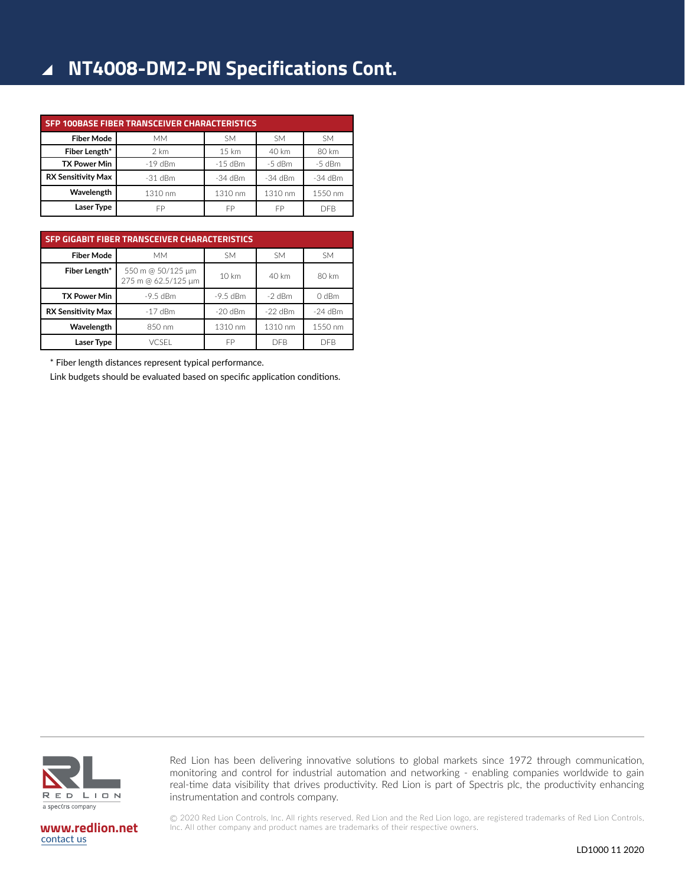## NT4008-DM2-PN Specifications Cont.

| SFP 100BASE FIBER TRANSCEIVER CHARACTERISTICS | | | | |
|---|---|---|---|---|
| **Fiber Mode** | MM | SM | SM | SM |
| **Fiber Length*** | 2 km | 15 km | 40 km | 80 km |
| **TX Power Min** | -19 dBm | -15 dBm | -5 dBm | -5 dBm |
| **RX Sensitivity Max** | -31 dBm | -34 dBm | -34 dBm | -34 dBm |
| **Wavelength** | 1310 nm | 1310 nm | 1310 nm | 1550 nm |
| **Laser Type** | FP | FP | FP | DFB |

| SFP GIGABIT FIBER TRANSCEIVER CHARACTERISTICS | | | | |
|---|---|---|---|---|
| **Fiber Mode** | MM | SM | SM | SM |
| **Fiber Length*** | 550 m @ 50/125 µm<br>275 m @ 62.5/125 µm | 10 km | 40 km | 80 km |
| **TX Power Min** | -9.5 dBm | -9.5 dBm | -2 dBm | 0 dBm |
| **RX Sensitivity Max** | -17 dBm | -20 dBm | -22 dBm | -24 dBm |
| **Wavelength** | 850 nm | 1310 nm | 1310 nm | 1550 nm |
| **Laser Type** | VCSEL | FP | DFB | DFB |

* Fiber length distances represent typical performance.
Link budgets should be evaluated based on specific application conditions.

RED LION
a spectris company

Red Lion has been delivering innovative solutions to global markets since 1972 through communication, monitoring and control for industrial automation and networking - enabling companies worldwide to gain real-time data visibility that drives productivity. Red Lion is part of Spectris plc, the productivity enhancing instrumentation and controls company.

**www.redlion.net**
contact us

© 2020 Red Lion Controls, Inc. All rights reserved. Red Lion and the Red Lion logo, are registered trademarks of Red Lion Controls, Inc. All other company and product names are trademarks of their respective owners.

LD1000 11 2020